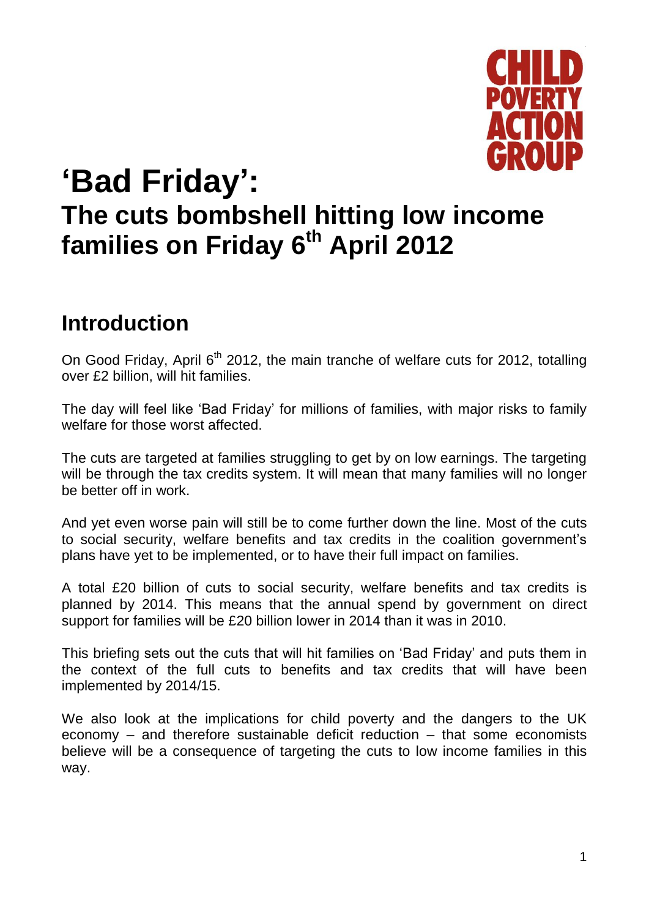CHILD POVERTY ACTION GROUP

# 'Bad Friday':

## The cuts bombshell hitting low income families on Friday 6th April 2012

## Introduction

On Good Friday, April 6th 2012, the main tranche of welfare cuts for 2012, totalling over £2 billion, will hit families.

The day will feel like 'Bad Friday' for millions of families, with major risks to family welfare for those worst affected.

The cuts are targeted at families struggling to get by on low earnings. The targeting will be through the tax credits system. It will mean that many families will no longer be better off in work.

And yet even worse pain will still be to come further down the line. Most of the cuts to social security, welfare benefits and tax credits in the coalition government's plans have yet to be implemented, or to have their full impact on families.

A total £20 billion of cuts to social security, welfare benefits and tax credits is planned by 2014. This means that the annual spend by government on direct support for families will be £20 billion lower in 2014 than it was in 2010.

This briefing sets out the cuts that will hit families on 'Bad Friday' and puts them in the context of the full cuts to benefits and tax credits that will have been implemented by 2014/15.

We also look at the implications for child poverty and the dangers to the UK economy – and therefore sustainable deficit reduction – that some economists believe will be a consequence of targeting the cuts to low income families in this way.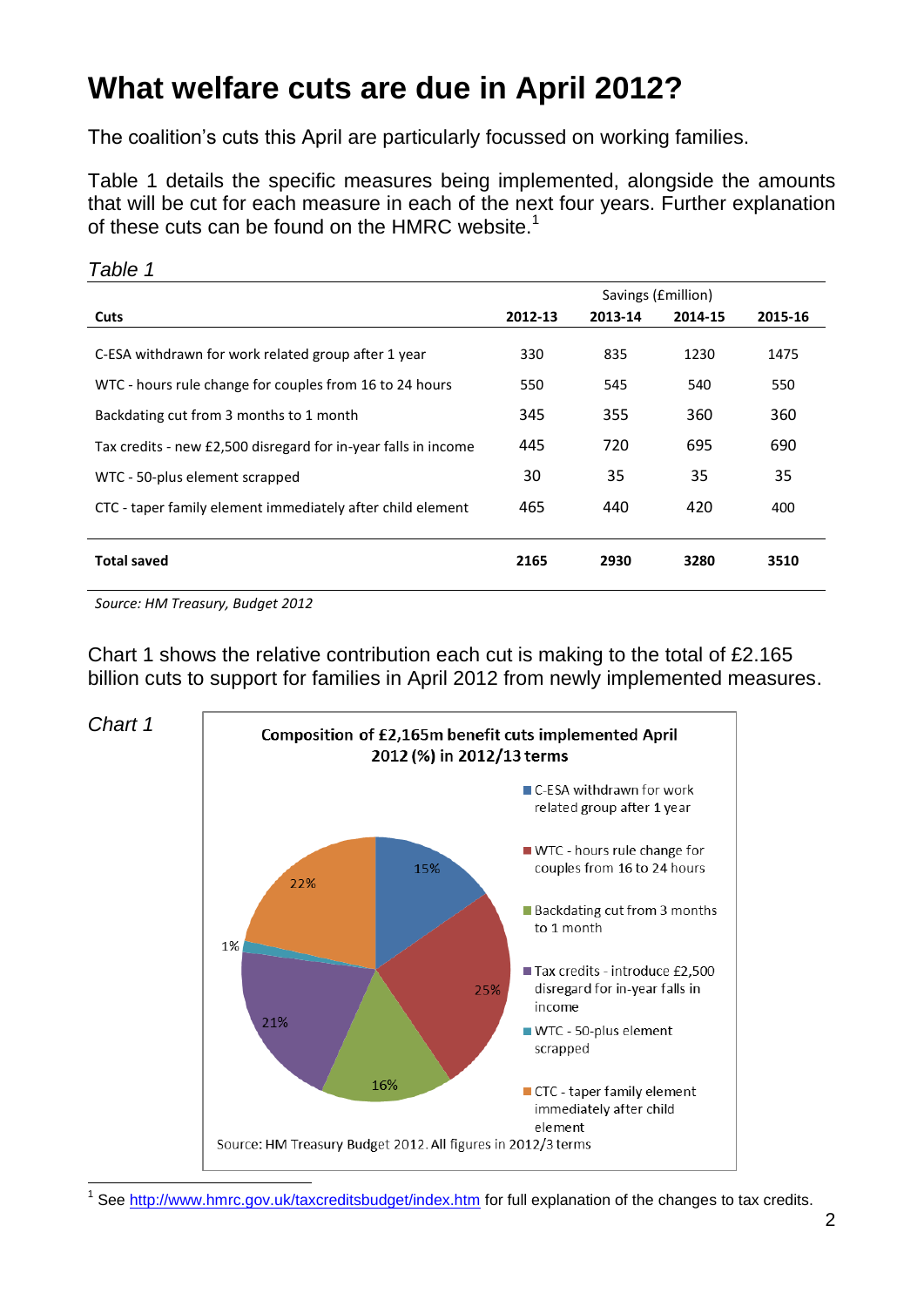# What welfare cuts are due in April 2012?

The coalition's cuts this April are particularly focussed on working families.

Table 1 details the specific measures being implemented, alongside the amounts that will be cut for each measure in each of the next four years. Further explanation of these cuts can be found on the HMRC website.[1]

*Table 1*

| | Savings (£million) | | | |
|---|---|---|---|---|
| **Cuts** | **2012-13** | **2013-14** | **2014-15** | **2015-16** |
| C-ESA withdrawn for work related group after 1 year | 330 | 835 | 1230 | 1475 |
| WTC - hours rule change for couples from 16 to 24 hours | 550 | 545 | 540 | 550 |
| Backdating cut from 3 months to 1 month | 345 | 355 | 360 | 360 |
| Tax credits - new £2,500 disregard for in-year falls in income | 445 | 720 | 695 | 690 |
| WTC - 50-plus element scrapped | 30 | 35 | 35 | 35 |
| CTC - taper family element immediately after child element | 465 | 440 | 420 | 400 |
| **Total saved** | **2165** | **2930** | **3280** | **3510** |

*Source: HM Treasury, Budget 2012*

Chart 1 shows the relative contribution each cut is making to the total of £2.165 billion cuts to support for families in April 2012 from newly implemented measures.

*Chart 1*

**Composition of £2,165m benefit cuts implemented April 2012 (%) in 2012/13 terms**

| Cut | % |
|---|---|
| C-ESA withdrawn for work related group after 1 year | 15% |
| WTC - hours rule change for couples from 16 to 24 hours | 25% |
| Backdating cut from 3 months to 1 month | 16% |
| Tax credits - introduce £2,500 disregard for in-year falls in income | 21% |
| WTC - 50-plus element scrapped | 1% |
| CTC - taper family element immediately after child element | 22% |

Source: HM Treasury Budget 2012. All figures in 2012/3 terms

[1] See http://www.hmrc.gov.uk/taxcreditsbudget/index.htm for full explanation of the changes to tax credits.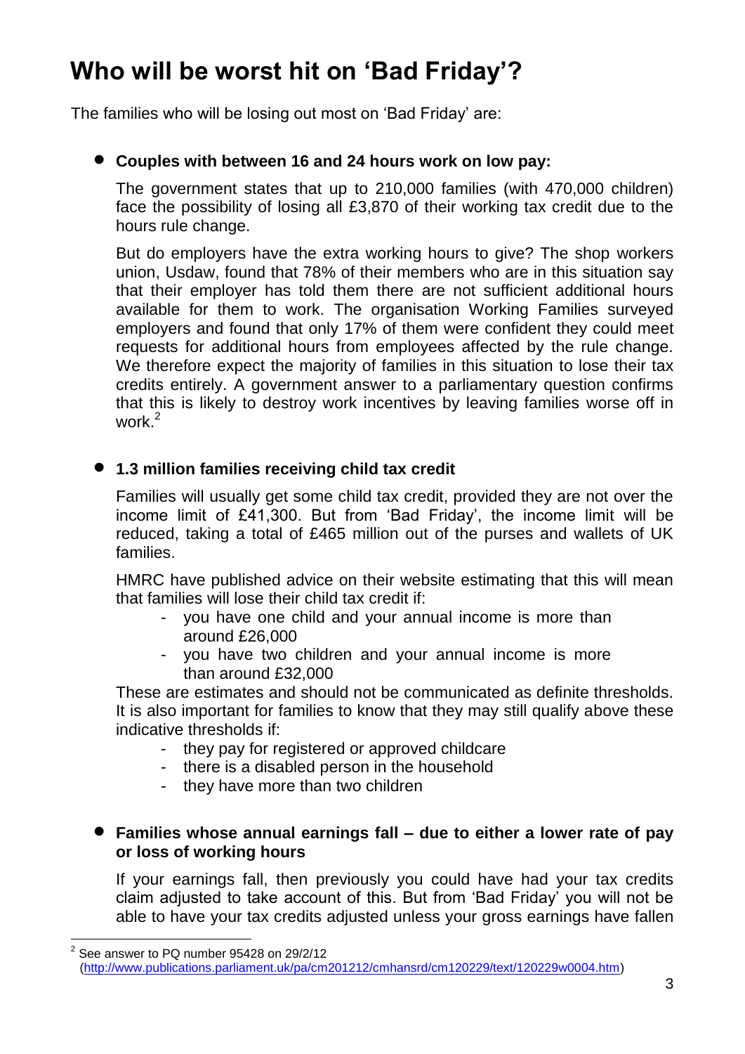# Who will be worst hit on 'Bad Friday'?

The families who will be losing out most on 'Bad Friday' are:

- **Couples with between 16 and 24 hours work on low pay:**

  The government states that up to 210,000 families (with 470,000 children) face the possibility of losing all £3,870 of their working tax credit due to the hours rule change.

  But do employers have the extra working hours to give? The shop workers union, Usdaw, found that 78% of their members who are in this situation say that their employer has told them there are not sufficient additional hours available for them to work. The organisation Working Families surveyed employers and found that only 17% of them were confident they could meet requests for additional hours from employees affected by the rule change. We therefore expect the majority of families in this situation to lose their tax credits entirely. A government answer to a parliamentary question confirms that this is likely to destroy work incentives by leaving families worse off in work.[2]

- **1.3 million families receiving child tax credit**

  Families will usually get some child tax credit, provided they are not over the income limit of £41,300. But from 'Bad Friday', the income limit will be reduced, taking a total of £465 million out of the purses and wallets of UK families.

  HMRC have published advice on their website estimating that this will mean that families will lose their child tax credit if:
  - you have one child and your annual income is more than around £26,000
  - you have two children and your annual income is more than around £32,000

  These are estimates and should not be communicated as definite thresholds. It is also important for families to know that they may still qualify above these indicative thresholds if:
  - they pay for registered or approved childcare
  - there is a disabled person in the household
  - they have more than two children

- **Families whose annual earnings fall – due to either a lower rate of pay or loss of working hours**

  If your earnings fall, then previously you could have had your tax credits claim adjusted to take account of this. But from 'Bad Friday' you will not be able to have your tax credits adjusted unless your gross earnings have fallen

---

[2] See answer to PQ number 95428 on 29/2/12 (http://www.publications.parliament.uk/pa/cm201212/cmhansrd/cm120229/text/120229w0004.htm)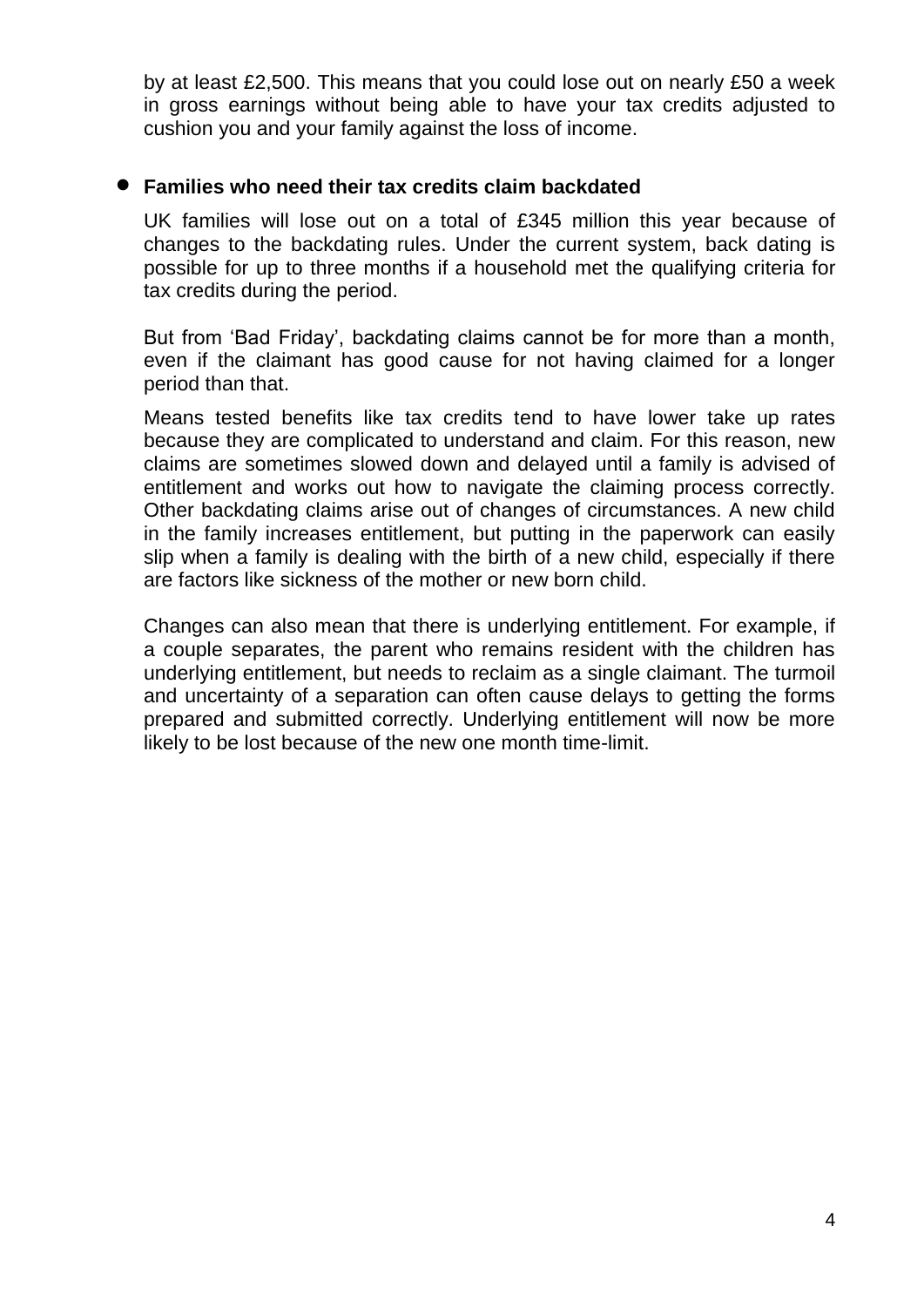by at least £2,500. This means that you could lose out on nearly £50 a week in gross earnings without being able to have your tax credits adjusted to cushion you and your family against the loss of income.

- **Families who need their tax credits claim backdated**

  UK families will lose out on a total of £345 million this year because of changes to the backdating rules. Under the current system, back dating is possible for up to three months if a household met the qualifying criteria for tax credits during the period.

  But from 'Bad Friday', backdating claims cannot be for more than a month, even if the claimant has good cause for not having claimed for a longer period than that.

  Means tested benefits like tax credits tend to have lower take up rates because they are complicated to understand and claim. For this reason, new claims are sometimes slowed down and delayed until a family is advised of entitlement and works out how to navigate the claiming process correctly. Other backdating claims arise out of changes of circumstances. A new child in the family increases entitlement, but putting in the paperwork can easily slip when a family is dealing with the birth of a new child, especially if there are factors like sickness of the mother or new born child.

  Changes can also mean that there is underlying entitlement. For example, if a couple separates, the parent who remains resident with the children has underlying entitlement, but needs to reclaim as a single claimant. The turmoil and uncertainty of a separation can often cause delays to getting the forms prepared and submitted correctly. Underlying entitlement will now be more likely to be lost because of the new one month time-limit.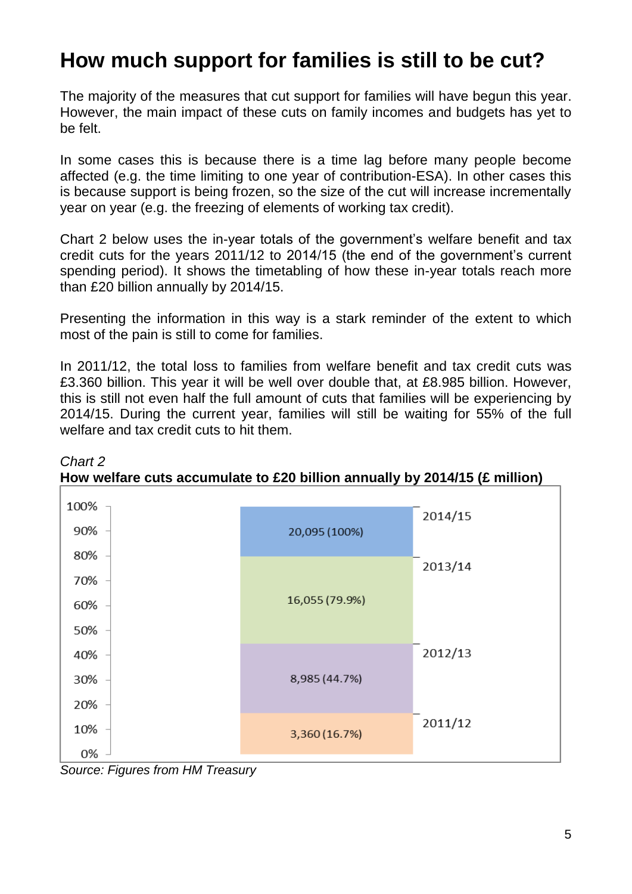# How much support for families is still to be cut?

The majority of the measures that cut support for families will have begun this year. However, the main impact of these cuts on family incomes and budgets has yet to be felt.

In some cases this is because there is a time lag before many people become affected (e.g. the time limiting to one year of contribution-ESA). In other cases this is because support is being frozen, so the size of the cut will increase incrementally year on year (e.g. the freezing of elements of working tax credit).

Chart 2 below uses the in-year totals of the government's welfare benefit and tax credit cuts for the years 2011/12 to 2014/15 (the end of the government's current spending period). It shows the timetabling of how these in-year totals reach more than £20 billion annually by 2014/15.

Presenting the information in this way is a stark reminder of the extent to which most of the pain is still to come for families.

In 2011/12, the total loss to families from welfare benefit and tax credit cuts was £3.360 billion. This year it will be well over double that, at £8.985 billion. However, this is still not even half the full amount of cuts that families will be experiencing by 2014/15. During the current year, families will still be waiting for 55% of the full welfare and tax credit cuts to hit them.

*Chart 2*

**How welfare cuts accumulate to £20 billion annually by 2014/15 (£ million)**

| Year | £ million (% of 2014/15 total) |
|---|---|
| 2011/12 | 3,360 (16.7%) |
| 2012/13 | 8,985 (44.7%) |
| 2013/14 | 16,055 (79.9%) |
| 2014/15 | 20,095 (100%) |

*Source: Figures from HM Treasury*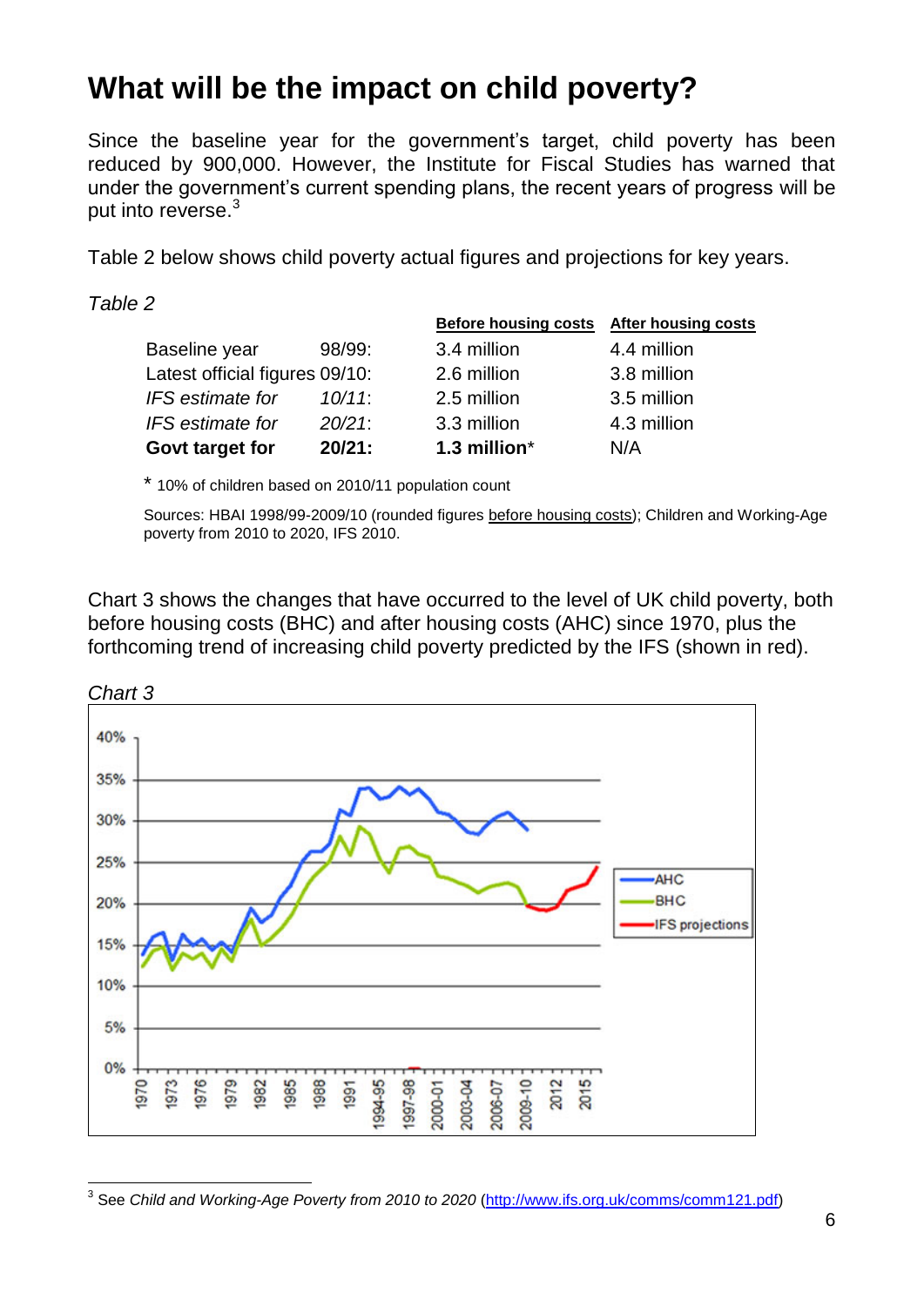# What will be the impact on child poverty?

Since the baseline year for the government's target, child poverty has been reduced by 900,000. However, the Institute for Fiscal Studies has warned that under the government's current spending plans, the recent years of progress will be put into reverse.[3]

Table 2 below shows child poverty actual figures and projections for key years.

*Table 2*

| | | Before housing costs | After housing costs |
|---|---|---|---|
| Baseline year | 98/99: | 3.4 million | 4.4 million |
| Latest official figures | 09/10: | 2.6 million | 3.8 million |
| *IFS estimate for* | *10/11*: | 2.5 million | 3.5 million |
| *IFS estimate for* | *20/21*: | 3.3 million | 4.3 million |
| **Govt target for** | **20/21:** | **1.3 million*** | N/A |

\* 10% of children based on 2010/11 population count

Sources: HBAI 1998/99-2009/10 (rounded figures before housing costs); Children and Working-Age poverty from 2010 to 2020, IFS 2010.

Chart 3 shows the changes that have occurred to the level of UK child poverty, both before housing costs (BHC) and after housing costs (AHC) since 1970, plus the forthcoming trend of increasing child poverty predicted by the IFS (shown in red).

*Chart 3*

---

[3] See *Child and Working-Age Poverty from 2010 to 2020* (http://www.ifs.org.uk/comms/comm121.pdf)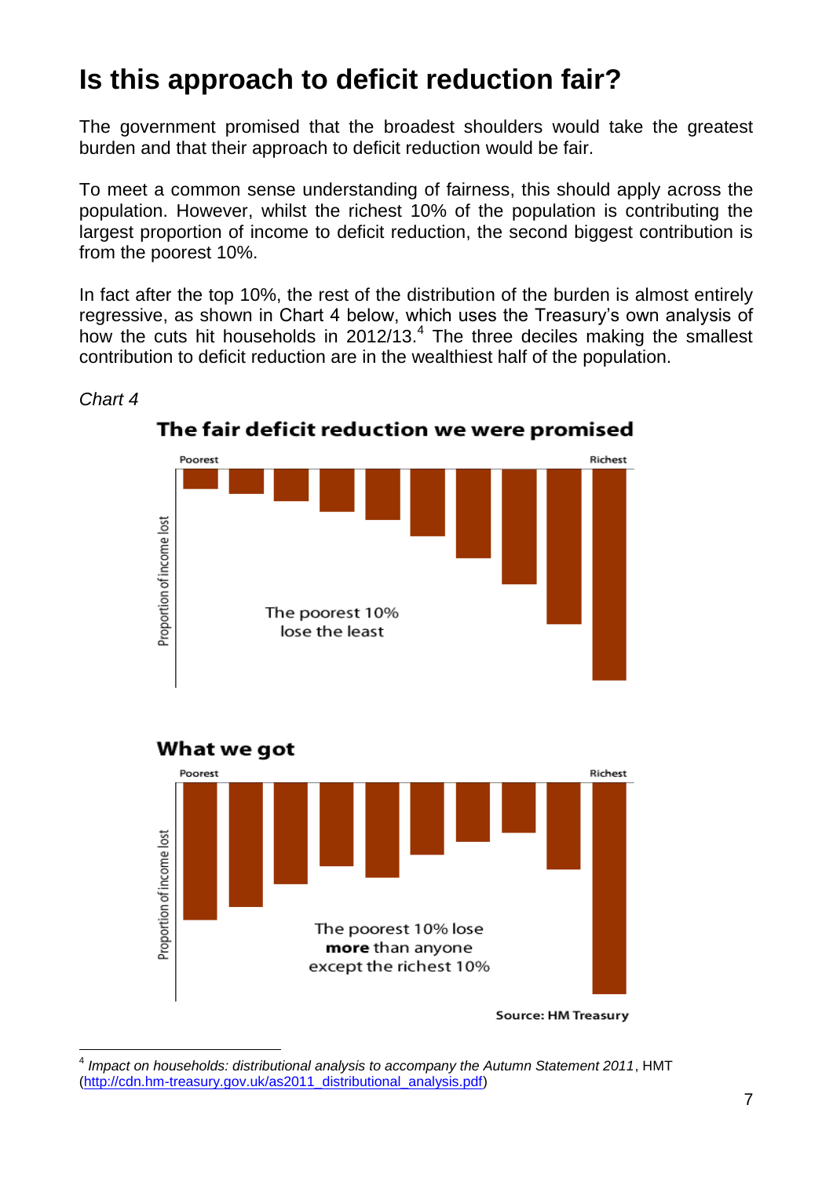# Is this approach to deficit reduction fair?

The government promised that the broadest shoulders would take the greatest burden and that their approach to deficit reduction would be fair.

To meet a common sense understanding of fairness, this should apply across the population. However, whilst the richest 10% of the population is contributing the largest proportion of income to deficit reduction, the second biggest contribution is from the poorest 10%.

In fact after the top 10%, the rest of the distribution of the burden is almost entirely regressive, as shown in Chart 4 below, which uses the Treasury's own analysis of how the cuts hit households in 2012/13.[4] The three deciles making the smallest contribution to deficit reduction are in the wealthiest half of the population.

*Chart 4*

**The fair deficit reduction we were promised**

Poorest | Richest

Proportion of income lost

The poorest 10% lose the least

**What we got**

Poorest | Richest

Proportion of income lost

The poorest 10% lose **more** than anyone except the richest 10%

Source: HM Treasury

---

[4] *Impact on households: distributional analysis to accompany the Autumn Statement 2011*, HMT (http://cdn.hm-treasury.gov.uk/as2011_distributional_analysis.pdf)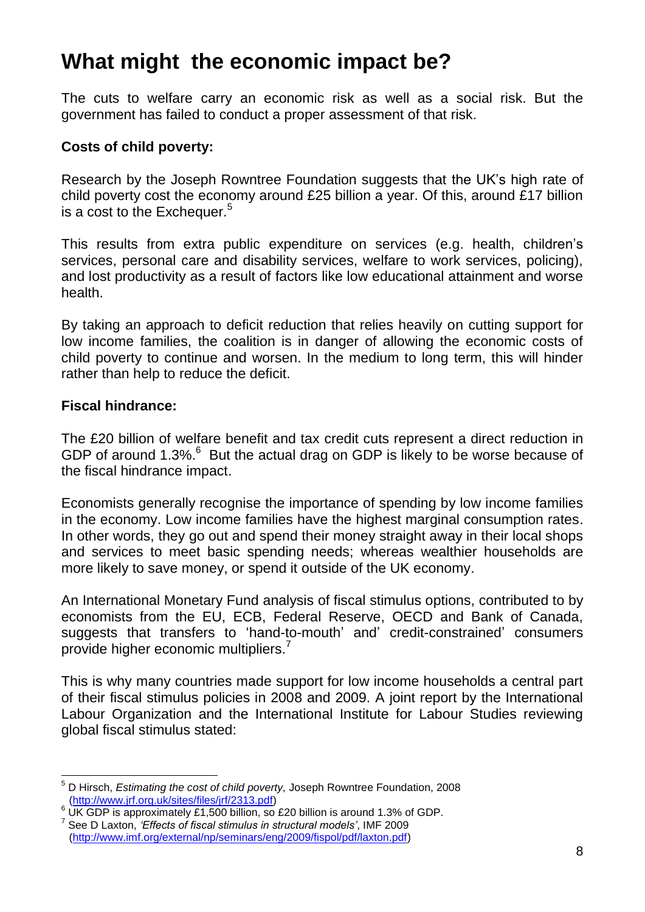# What might the economic impact be?

The cuts to welfare carry an economic risk as well as a social risk. But the government has failed to conduct a proper assessment of that risk.

**Costs of child poverty:**

Research by the Joseph Rowntree Foundation suggests that the UK's high rate of child poverty cost the economy around £25 billion a year. Of this, around £17 billion is a cost to the Exchequer.[5]

This results from extra public expenditure on services (e.g. health, children's services, personal care and disability services, welfare to work services, policing), and lost productivity as a result of factors like low educational attainment and worse health.

By taking an approach to deficit reduction that relies heavily on cutting support for low income families, the coalition is in danger of allowing the economic costs of child poverty to continue and worsen. In the medium to long term, this will hinder rather than help to reduce the deficit.

**Fiscal hindrance:**

The £20 billion of welfare benefit and tax credit cuts represent a direct reduction in GDP of around 1.3%.[6] But the actual drag on GDP is likely to be worse because of the fiscal hindrance impact.

Economists generally recognise the importance of spending by low income families in the economy. Low income families have the highest marginal consumption rates. In other words, they go out and spend their money straight away in their local shops and services to meet basic spending needs; whereas wealthier households are more likely to save money, or spend it outside of the UK economy.

An International Monetary Fund analysis of fiscal stimulus options, contributed to by economists from the EU, ECB, Federal Reserve, OECD and Bank of Canada, suggests that transfers to 'hand-to-mouth' and' credit-constrained' consumers provide higher economic multipliers.[7]

This is why many countries made support for low income households a central part of their fiscal stimulus policies in 2008 and 2009. A joint report by the International Labour Organization and the International Institute for Labour Studies reviewing global fiscal stimulus stated:

---

[5] D Hirsch, *Estimating the cost of child poverty,* Joseph Rowntree Foundation, 2008 (http://www.jrf.org.uk/sites/files/jrf/2313.pdf)

[6] UK GDP is approximately £1,500 billion, so £20 billion is around 1.3% of GDP.

[7] See D Laxton, *'Effects of fiscal stimulus in structural models'*, IMF 2009 (http://www.imf.org/external/np/seminars/eng/2009/fispol/pdf/laxton.pdf)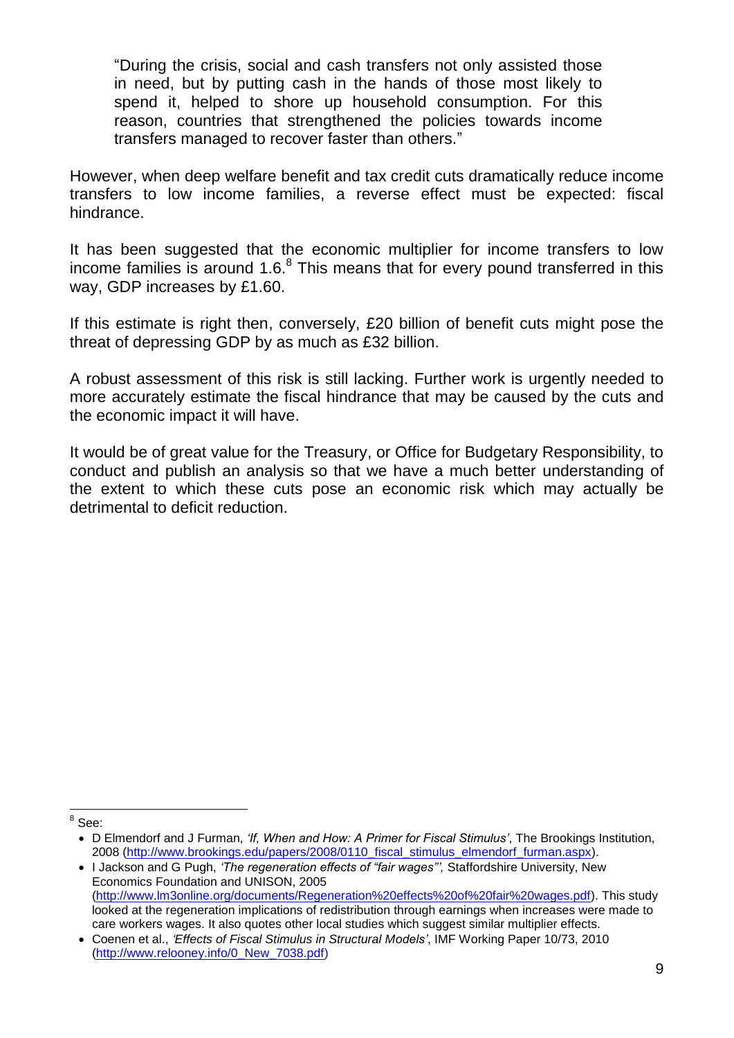> "During the crisis, social and cash transfers not only assisted those in need, but by putting cash in the hands of those most likely to spend it, helped to shore up household consumption. For this reason, countries that strengthened the policies towards income transfers managed to recover faster than others."

However, when deep welfare benefit and tax credit cuts dramatically reduce income transfers to low income families, a reverse effect must be expected: fiscal hindrance.

It has been suggested that the economic multiplier for income transfers to low income families is around 1.6.[8] This means that for every pound transferred in this way, GDP increases by £1.60.

If this estimate is right then, conversely, £20 billion of benefit cuts might pose the threat of depressing GDP by as much as £32 billion.

A robust assessment of this risk is still lacking. Further work is urgently needed to more accurately estimate the fiscal hindrance that may be caused by the cuts and the economic impact it will have.

It would be of great value for the Treasury, or Office for Budgetary Responsibility, to conduct and publish an analysis so that we have a much better understanding of the extent to which these cuts pose an economic risk which may actually be detrimental to deficit reduction.

---

[8] See:

- D Elmendorf and J Furman, *'If, When and How: A Primer for Fiscal Stimulus'*, The Brookings Institution, 2008 (http://www.brookings.edu/papers/2008/0110_fiscal_stimulus_elmendorf_furman.aspx).
- I Jackson and G Pugh, *'The regeneration effects of "fair wages"'*, Staffordshire University, New Economics Foundation and UNISON, 2005 (http://www.lm3online.org/documents/Regeneration%20effects%20of%20fair%20wages.pdf). This study looked at the regeneration implications of redistribution through earnings when increases were made to care workers wages. It also quotes other local studies which suggest similar multiplier effects.
- Coenen et al., *'Effects of Fiscal Stimulus in Structural Models'*, IMF Working Paper 10/73, 2010 (http://www.relooney.info/0_New_7038.pdf)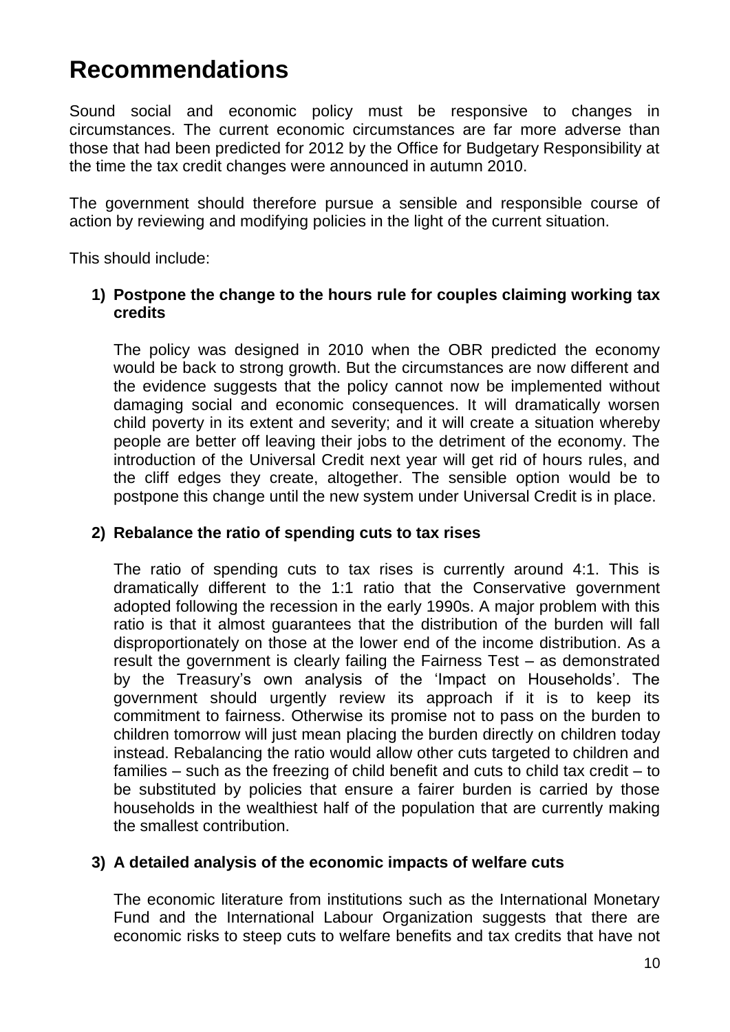# Recommendations

Sound social and economic policy must be responsive to changes in circumstances. The current economic circumstances are far more adverse than those that had been predicted for 2012 by the Office for Budgetary Responsibility at the time the tax credit changes were announced in autumn 2010.

The government should therefore pursue a sensible and responsible course of action by reviewing and modifying policies in the light of the current situation.

This should include:

1) **Postpone the change to the hours rule for couples claiming working tax credits**

   The policy was designed in 2010 when the OBR predicted the economy would be back to strong growth. But the circumstances are now different and the evidence suggests that the policy cannot now be implemented without damaging social and economic consequences. It will dramatically worsen child poverty in its extent and severity; and it will create a situation whereby people are better off leaving their jobs to the detriment of the economy. The introduction of the Universal Credit next year will get rid of hours rules, and the cliff edges they create, altogether. The sensible option would be to postpone this change until the new system under Universal Credit is in place.

2) **Rebalance the ratio of spending cuts to tax rises**

   The ratio of spending cuts to tax rises is currently around 4:1. This is dramatically different to the 1:1 ratio that the Conservative government adopted following the recession in the early 1990s. A major problem with this ratio is that it almost guarantees that the distribution of the burden will fall disproportionately on those at the lower end of the income distribution. As a result the government is clearly failing the Fairness Test – as demonstrated by the Treasury's own analysis of the 'Impact on Households'. The government should urgently review its approach if it is to keep its commitment to fairness. Otherwise its promise not to pass on the burden to children tomorrow will just mean placing the burden directly on children today instead. Rebalancing the ratio would allow other cuts targeted to children and families – such as the freezing of child benefit and cuts to child tax credit – to be substituted by policies that ensure a fairer burden is carried by those households in the wealthiest half of the population that are currently making the smallest contribution.

3) **A detailed analysis of the economic impacts of welfare cuts**

   The economic literature from institutions such as the International Monetary Fund and the International Labour Organization suggests that there are economic risks to steep cuts to welfare benefits and tax credits that have not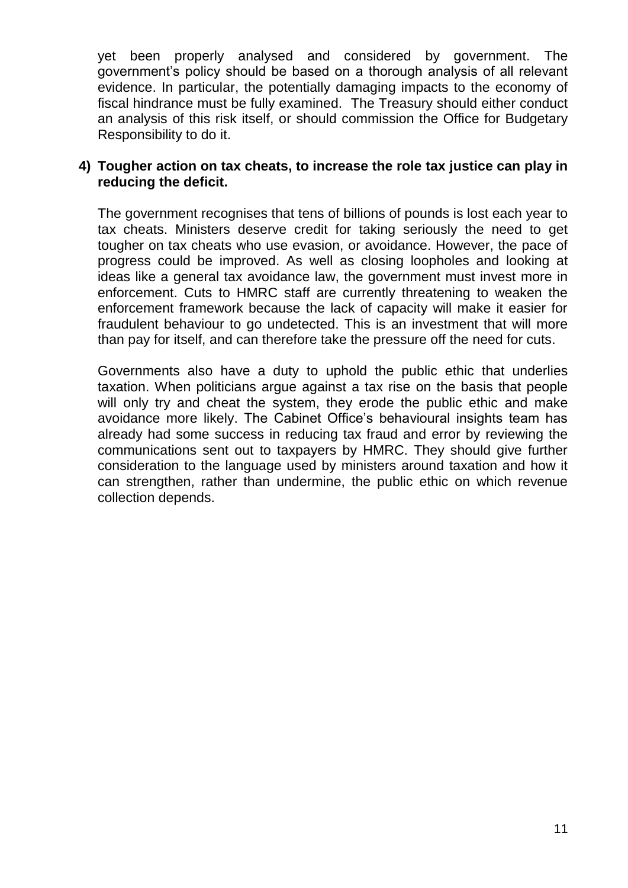yet been properly analysed and considered by government. The government's policy should be based on a thorough analysis of all relevant evidence. In particular, the potentially damaging impacts to the economy of fiscal hindrance must be fully examined. The Treasury should either conduct an analysis of this risk itself, or should commission the Office for Budgetary Responsibility to do it.

**4) Tougher action on tax cheats, to increase the role tax justice can play in reducing the deficit.**

The government recognises that tens of billions of pounds is lost each year to tax cheats. Ministers deserve credit for taking seriously the need to get tougher on tax cheats who use evasion, or avoidance. However, the pace of progress could be improved. As well as closing loopholes and looking at ideas like a general tax avoidance law, the government must invest more in enforcement. Cuts to HMRC staff are currently threatening to weaken the enforcement framework because the lack of capacity will make it easier for fraudulent behaviour to go undetected. This is an investment that will more than pay for itself, and can therefore take the pressure off the need for cuts.

Governments also have a duty to uphold the public ethic that underlies taxation. When politicians argue against a tax rise on the basis that people will only try and cheat the system, they erode the public ethic and make avoidance more likely. The Cabinet Office's behavioural insights team has already had some success in reducing tax fraud and error by reviewing the communications sent out to taxpayers by HMRC. They should give further consideration to the language used by ministers around taxation and how it can strengthen, rather than undermine, the public ethic on which revenue collection depends.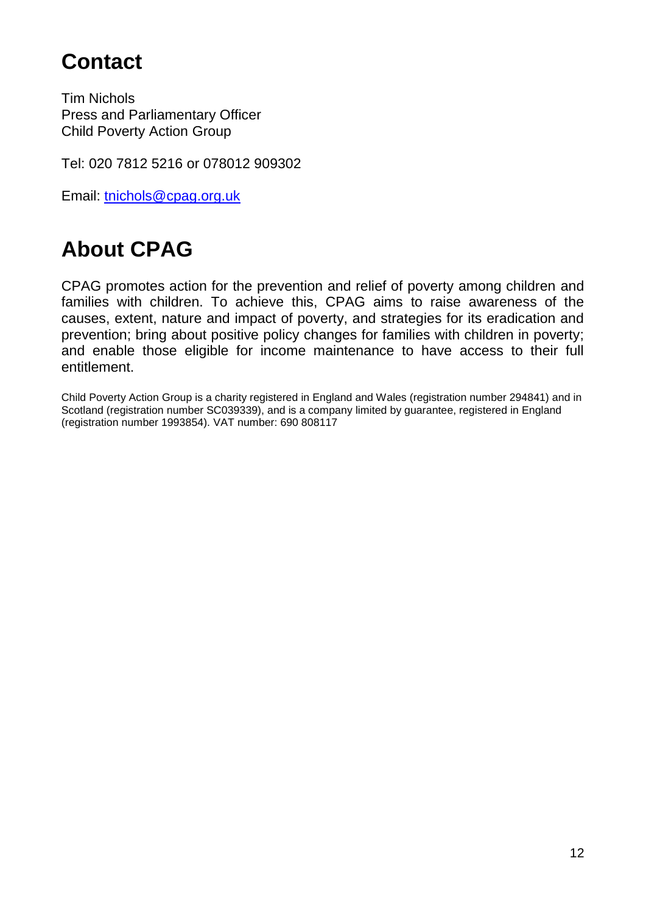## Contact

Tim Nichols
Press and Parliamentary Officer
Child Poverty Action Group

Tel: 020 7812 5216 or 078012 909302

Email: tnichols@cpag.org.uk

## About CPAG

CPAG promotes action for the prevention and relief of poverty among children and families with children. To achieve this, CPAG aims to raise awareness of the causes, extent, nature and impact of poverty, and strategies for its eradication and prevention; bring about positive policy changes for families with children in poverty; and enable those eligible for income maintenance to have access to their full entitlement.

Child Poverty Action Group is a charity registered in England and Wales (registration number 294841) and in Scotland (registration number SC039339), and is a company limited by guarantee, registered in England (registration number 1993854). VAT number: 690 808117